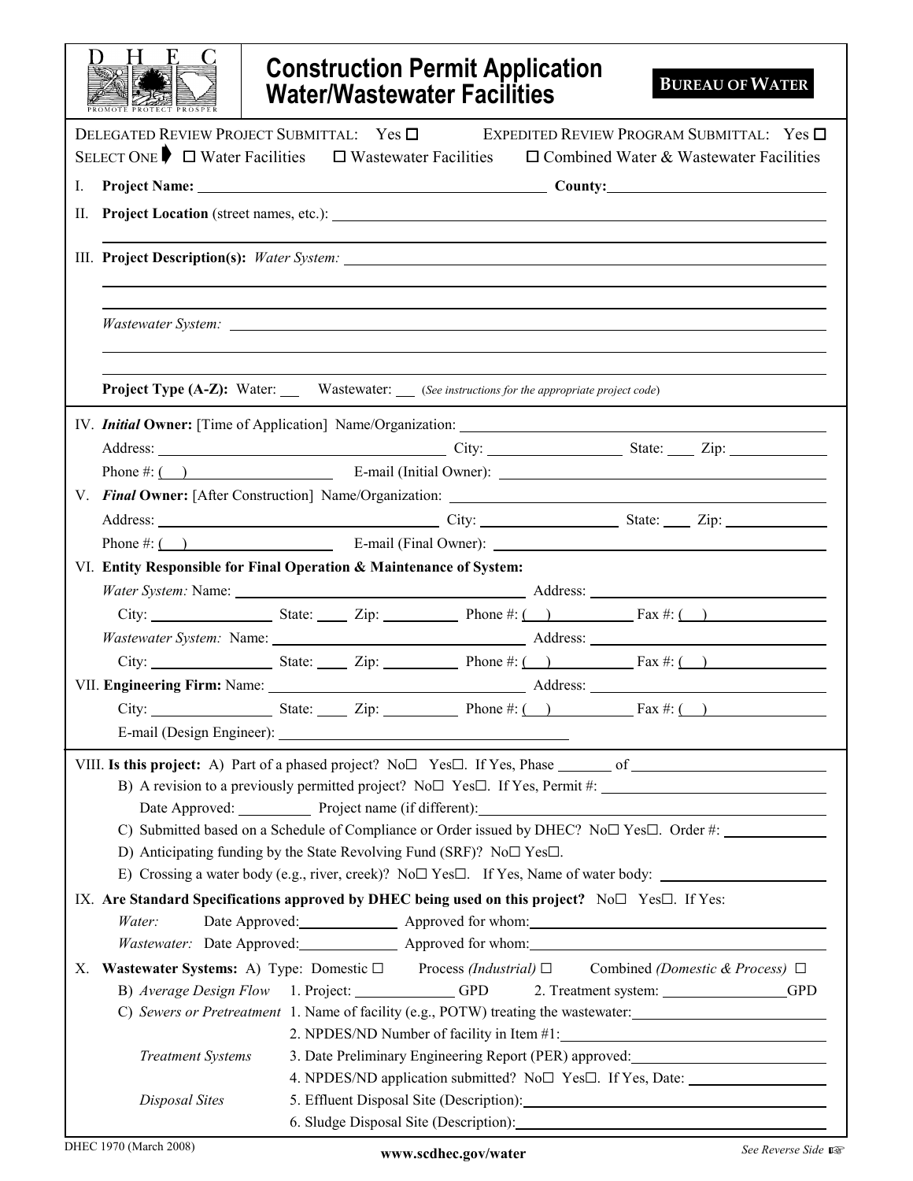DHEC — PROMOTE PROTECT PROSPER

# Construction Permit Application Water/Wastewater Facilities

**BUREAU OF WATER**

DELEGATED REVIEW PROJECT SUBMITTAL: Yes ☐ EXPEDITED REVIEW PROGRAM SUBMITTAL: Yes ☐

SELECT ONE ➧ ☐ Water Facilities ☐ Wastewater Facilities ☐ Combined Water & Wastewater Facilities

I. **Project Name:** \_\_\_\_\_\_\_\_\_\_ **County:** \_\_\_\_\_\_\_\_\_\_

II. **Project Location** (street names, etc.): \_\_\_\_\_\_\_\_\_\_

III. **Project Description(s):** *Water System:* \_\_\_\_\_\_\_\_\_\_

*Wastewater System:* \_\_\_\_\_\_\_\_\_\_

**Project Type (A-Z):** Water: \_\_\_ Wastewater: \_\_\_ (*See instructions for the appropriate project code*)

IV. ***Initial* Owner:** [Time of Application] Name/Organization: \_\_\_\_\_\_\_\_\_\_

Address: \_\_\_\_\_\_\_\_\_\_ City: \_\_\_\_\_\_\_\_\_\_ State: \_\_\_\_ Zip: \_\_\_\_\_\_\_\_\_\_

Phone #: ( ) \_\_\_\_\_\_\_\_\_\_ E-mail (Initial Owner): \_\_\_\_\_\_\_\_\_\_

V. ***Final* Owner:** [After Construction] Name/Organization: \_\_\_\_\_\_\_\_\_\_

Address: \_\_\_\_\_\_\_\_\_\_ City: \_\_\_\_\_\_\_\_\_\_ State: \_\_\_\_ Zip: \_\_\_\_\_\_\_\_\_\_

Phone #: ( ) \_\_\_\_\_\_\_\_\_\_ E-mail (Final Owner): \_\_\_\_\_\_\_\_\_\_

VI. **Entity Responsible for Final Operation & Maintenance of System:**

*Water System:* Name: \_\_\_\_\_\_\_\_\_\_ Address: \_\_\_\_\_\_\_\_\_\_

City: \_\_\_\_\_\_\_\_\_\_ State: \_\_\_\_ Zip: \_\_\_\_\_\_\_\_\_\_ Phone #: ( ) \_\_\_\_\_\_\_\_\_\_ Fax #: ( ) \_\_\_\_\_\_\_\_\_\_

*Wastewater System:* Name: \_\_\_\_\_\_\_\_\_\_ Address: \_\_\_\_\_\_\_\_\_\_

City: \_\_\_\_\_\_\_\_\_\_ State: \_\_\_\_ Zip: \_\_\_\_\_\_\_\_\_\_ Phone #: ( ) \_\_\_\_\_\_\_\_\_\_ Fax #: ( ) \_\_\_\_\_\_\_\_\_\_

VII. **Engineering Firm:** Name: \_\_\_\_\_\_\_\_\_\_ Address: \_\_\_\_\_\_\_\_\_\_

City: \_\_\_\_\_\_\_\_\_\_ State: \_\_\_\_ Zip: \_\_\_\_\_\_\_\_\_\_ Phone #: ( ) \_\_\_\_\_\_\_\_\_\_ Fax #: ( ) \_\_\_\_\_\_\_\_\_\_

E-mail (Design Engineer): \_\_\_\_\_\_\_\_\_\_

VIII. **Is this project:** A) Part of a phased project? No☐ Yes☐. If Yes, Phase \_\_\_\_\_\_ of \_\_\_\_\_\_\_\_\_\_

B) A revision to a previously permitted project? No☐ Yes☐. If Yes, Permit #: \_\_\_\_\_\_\_\_\_\_

Date Approved: \_\_\_\_\_\_\_\_\_\_ Project name (if different): \_\_\_\_\_\_\_\_\_\_

C) Submitted based on a Schedule of Compliance or Order issued by DHEC? No☐ Yes☐. Order #: \_\_\_\_\_\_\_\_\_\_

D) Anticipating funding by the State Revolving Fund (SRF)? No☐ Yes☐.

E) Crossing a water body (e.g., river, creek)? No☐ Yes☐. If Yes, Name of water body: \_\_\_\_\_\_\_\_\_\_

IX. **Are Standard Specifications approved by DHEC being used on this project?** No☐ Yes☐. If Yes:

*Water:* Date Approved: \_\_\_\_\_\_\_\_\_\_ Approved for whom: \_\_\_\_\_\_\_\_\_\_

*Wastewater:* Date Approved: \_\_\_\_\_\_\_\_\_\_ Approved for whom: \_\_\_\_\_\_\_\_\_\_

X. **Wastewater Systems:** A) Type: Domestic ☐ Process *(Industrial)* ☐ Combined *(Domestic & Process)* ☐

B) *Average Design Flow* 1. Project: \_\_\_\_\_\_\_\_\_\_ GPD 2. Treatment system: \_\_\_\_\_\_\_\_\_\_ GPD

C) *Sewers or Pretreatment* 1. Name of facility (e.g., POTW) treating the wastewater: \_\_\_\_\_\_\_\_\_\_

2. NPDES/ND Number of facility in Item #1: \_\_\_\_\_\_\_\_\_\_

*Treatment Systems* 3. Date Preliminary Engineering Report (PER) approved: \_\_\_\_\_\_\_\_\_\_

4. NPDES/ND application submitted? No☐ Yes☐. If Yes, Date: \_\_\_\_\_\_\_\_\_\_

*Disposal Sites* 5. Effluent Disposal Site (Description): \_\_\_\_\_\_\_\_\_\_

6. Sludge Disposal Site (Description): \_\_\_\_\_\_\_\_\_\_

DHEC 1970 (March 2008) www.scdhec.gov/water *See Reverse Side* ☞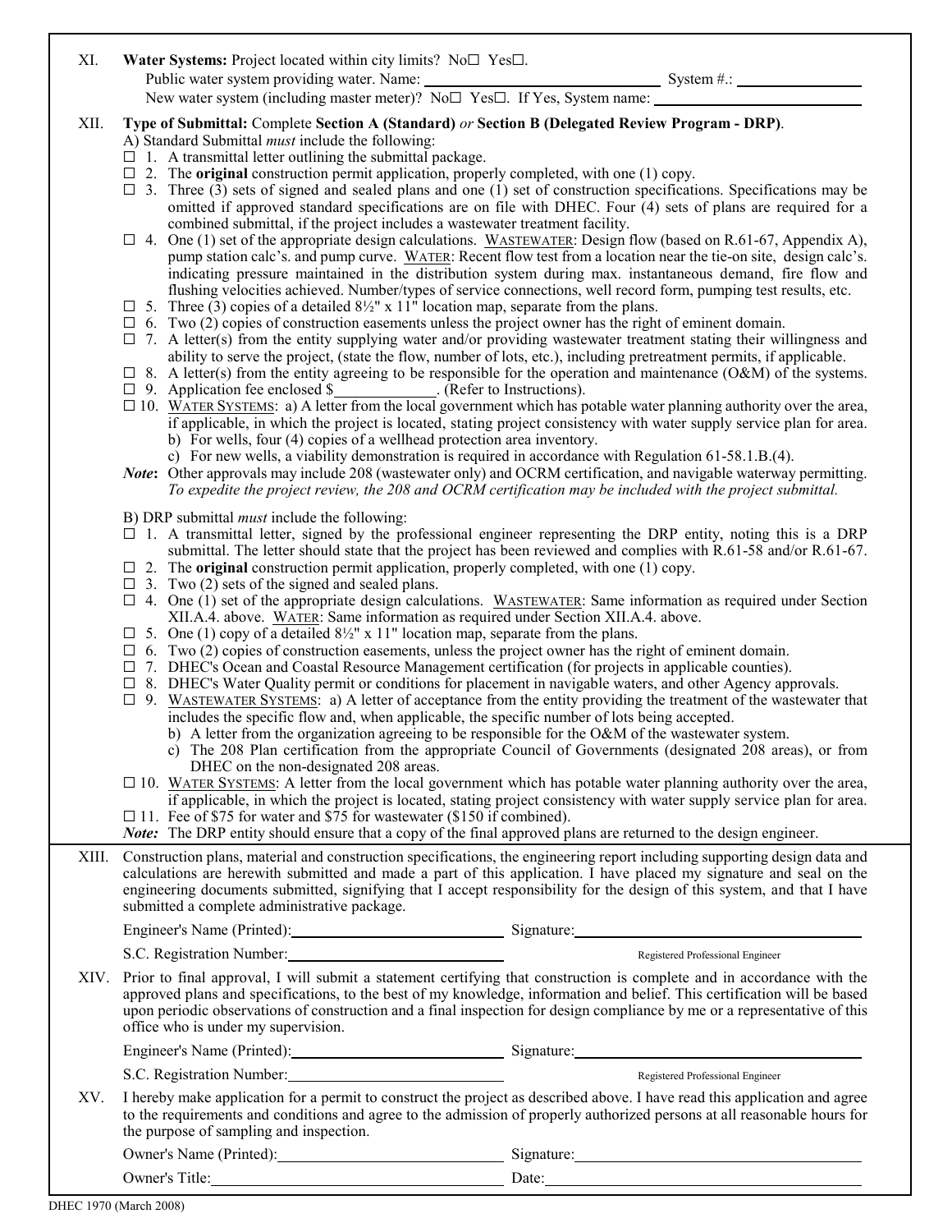XI. **Water Systems:** Project located within city limits? No☐ Yes☐.
Public water system providing water. Name: ______________________ System #.: ______________
New water system (including master meter)? No☐ Yes☐. If Yes, System name: ______________________

XII. **Type of Submittal:** Complete **Section A (Standard)** *or* **Section B (Delegated Review Program - DRP)**.

A) Standard Submittal *must* include the following:

☐ 1. A transmittal letter outlining the submittal package.

☐ 2. The **original** construction permit application, properly completed, with one (1) copy.

☐ 3. Three (3) sets of signed and sealed plans and one (1) set of construction specifications. Specifications may be omitted if approved standard specifications are on file with DHEC. Four (4) sets of plans are required for a combined submittal, if the project includes a wastewater treatment facility.

☐ 4. One (1) set of the appropriate design calculations. WASTEWATER: Design flow (based on R.61-67, Appendix A), pump station calc's. and pump curve. WATER: Recent flow test from a location near the tie-on site, design calc's. indicating pressure maintained in the distribution system during max. instantaneous demand, fire flow and flushing velocities achieved. Number/types of service connections, well record form, pumping test results, etc.

☐ 5. Three (3) copies of a detailed 8½" x 11" location map, separate from the plans.

☐ 6. Two (2) copies of construction easements unless the project owner has the right of eminent domain.

☐ 7. A letter(s) from the entity supplying water and/or providing wastewater treatment stating their willingness and ability to serve the project, (state the flow, number of lots, etc.), including pretreatment permits, if applicable.

☐ 8. A letter(s) from the entity agreeing to be responsible for the operation and maintenance (O&M) of the systems.

☐ 9. Application fee enclosed $____________. (Refer to Instructions).

☐ 10. WATER SYSTEMS: a) A letter from the local government which has potable water planning authority over the area, if applicable, in which the project is located, stating project consistency with water supply service plan for area.
b) For wells, four (4) copies of a wellhead protection area inventory.
c) For new wells, a viability demonstration is required in accordance with Regulation 61-58.1.B.(4).

***Note*:** Other approvals may include 208 (wastewater only) and OCRM certification, and navigable waterway permitting. *To expedite the project review, the 208 and OCRM certification may be included with the project submittal.*

B) DRP submittal *must* include the following:

☐ 1. A transmittal letter, signed by the professional engineer representing the DRP entity, noting this is a DRP submittal. The letter should state that the project has been reviewed and complies with R.61-58 and/or R.61-67.

☐ 2. The **original** construction permit application, properly completed, with one (1) copy.

☐ 3. Two (2) sets of the signed and sealed plans.

☐ 4. One (1) set of the appropriate design calculations. WASTEWATER: Same information as required under Section XII.A.4. above. WATER: Same information as required under Section XII.A.4. above.

☐ 5. One (1) copy of a detailed 8½" x 11" location map, separate from the plans.

☐ 6. Two (2) copies of construction easements, unless the project owner has the right of eminent domain.

☐ 7. DHEC's Ocean and Coastal Resource Management certification (for projects in applicable counties).

☐ 8. DHEC's Water Quality permit or conditions for placement in navigable waters, and other Agency approvals.

☐ 9. WASTEWATER SYSTEMS: a) A letter of acceptance from the entity providing the treatment of the wastewater that includes the specific flow and, when applicable, the specific number of lots being accepted.
b) A letter from the organization agreeing to be responsible for the O&M of the wastewater system.
c) The 208 Plan certification from the appropriate Council of Governments (designated 208 areas), or from DHEC on the non-designated 208 areas.

☐ 10. WATER SYSTEMS: A letter from the local government which has potable water planning authority over the area, if applicable, in which the project is located, stating project consistency with water supply service plan for area.

☐ 11. Fee of $75 for water and $75 for wastewater ($150 if combined).

***Note:*** The DRP entity should ensure that a copy of the final approved plans are returned to the design engineer.

XIII. Construction plans, material and construction specifications, the engineering report including supporting design data and calculations are herewith submitted and made a part of this application. I have placed my signature and seal on the engineering documents submitted, signifying that I accept responsibility for the design of this system, and that I have submitted a complete administrative package.

Engineer's Name (Printed): ______________________ Signature: ______________________

S.C. Registration Number: ______________________ Registered Professional Engineer

XIV. Prior to final approval, I will submit a statement certifying that construction is complete and in accordance with the approved plans and specifications, to the best of my knowledge, information and belief. This certification will be based upon periodic observations of construction and a final inspection for design compliance by me or a representative of this office who is under my supervision.

Engineer's Name (Printed): ______________________ Signature: ______________________

S.C. Registration Number: ______________________ Registered Professional Engineer

XV. I hereby make application for a permit to construct the project as described above. I have read this application and agree to the requirements and conditions and agree to the admission of properly authorized persons at all reasonable hours for the purpose of sampling and inspection.

Owner's Name (Printed): ______________________ Signature: ______________________

Owner's Title: ______________________ Date: ______________________

DHEC 1970 (March 2008)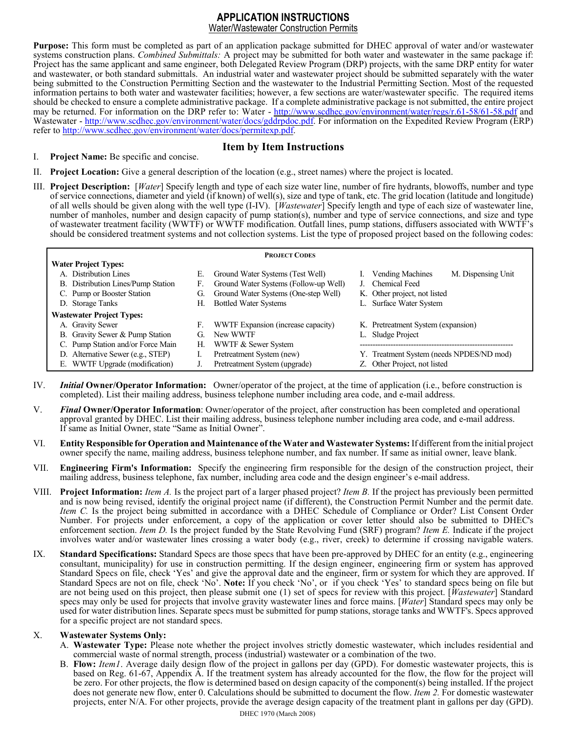# APPLICATION INSTRUCTIONS

## Water/Wastewater Construction Permits

**Purpose:** This form must be completed as part of an application package submitted for DHEC approval of water and/or wastewater systems construction plans. *Combined Submittals:* A project may be submitted for both water and wastewater in the same package if: Project has the same applicant and same engineer, both Delegated Review Program (DRP) projects, with the same DRP entity for water and wastewater, or both standard submittals. An industrial water and wastewater project should be submitted separately with the water being submitted to the Construction Permitting Section and the wastewater to the Industrial Permitting Section. Most of the requested information pertains to both water and wastewater facilities; however, a few sections are water/wastewater specific. The required items should be checked to ensure a complete administrative package. If a complete administrative package is not submitted, the entire project may be returned. For information on the DRP refer to: Water - http://www.scdhec.gov/environment/water/regs/r.61-58/61-58.pdf and Wastewater - http://www.scdhec.gov/environment/water/docs/gddrpdoc.pdf. For information on the Expedited Review Program (ERP) refer to http://www.scdhec.gov/environment/water/docs/permitexp.pdf.

## Item by Item Instructions

I. **Project Name:** Be specific and concise.

II. **Project Location:** Give a general description of the location (e.g., street names) where the project is located.

III. **Project Description:** [*Water*] Specify length and type of each size water line, number of fire hydrants, blowoffs, number and type of service connections, diameter and yield (if known) of well(s), size and type of tank, etc. The grid location (latitude and longitude) of all wells should be given along with the well type (I-IV). [*Wastewater*] Specify length and type of each size of wastewater line, number of manholes, number and design capacity of pump station(s), number and type of service connections, and size and type of wastewater treatment facility (WWTF) or WWTF modification. Outfall lines, pump stations, diffusers associated with WWTF's should be considered treatment systems and not collection systems. List the type of proposed project based on the following codes:

| PROJECT CODES | | |
|---|---|---|
| **Water Project Types:** | | |
| A. Distribution Lines | E. Ground Water Systems (Test Well) | I. Vending Machines &nbsp;&nbsp; M. Dispensing Unit |
| B. Distribution Lines/Pump Station | F. Ground Water Systems (Follow-up Well) | J. Chemical Feed |
| C. Pump or Booster Station | G. Ground Water Systems (One-step Well) | K. Other project, not listed |
| D. Storage Tanks | H. Bottled Water Systems | L. Surface Water System |
| **Wastewater Project Types:** | | |
| A. Gravity Sewer | F. WWTF Expansion (increase capacity) | K. Pretreatment System (expansion) |
| B. Gravity Sewer & Pump Station | G. New WWTF | L. Sludge Project |
| C. Pump Station and/or Force Main | H. WWTF & Sewer System | |
| D. Alternative Sewer (e.g., STEP) | I. Pretreatment System (new) | Y. Treatment System (needs NPDES/ND mod) |
| E. WWTF Upgrade (modification) | J. Pretreatment System (upgrade) | Z. Other Project, not listed |

IV. ***Initial*** **Owner/Operator Information:** Owner/operator of the project, at the time of application (i.e., before construction is completed). List their mailing address, business telephone number including area code, and e-mail address.

V. ***Final*** **Owner/Operator Information**: Owner/operator of the project, after construction has been completed and operational approval granted by DHEC. List their mailing address, business telephone number including area code, and e-mail address. If same as Initial Owner, state "Same as Initial Owner".

VI. **Entity Responsible for Operation and Maintenance of the Water and Wastewater Systems:** If different from the initial project owner specify the name, mailing address, business telephone number, and fax number. If same as initial owner, leave blank.

VII. **Engineering Firm's Information:** Specify the engineering firm responsible for the design of the construction project, their mailing address, business telephone, fax number, including area code and the design engineer's e-mail address.

VIII. **Project Information:** *Item A.* Is the project part of a larger phased project? *Item B.* If the project has previously been permitted and is now being revised, identify the original project name (if different), the Construction Permit Number and the permit date. *Item C.* Is the project being submitted in accordance with a DHEC Schedule of Compliance or Order? List Consent Order Number. For projects under enforcement, a copy of the application or cover letter should also be submitted to DHEC's enforcement section. *Item D.* Is the project funded by the State Revolving Fund (SRF) program? *Item E.* Indicate if the project involves water and/or wastewater lines crossing a water body (e.g., river, creek) to determine if crossing navigable waters.

IX. **Standard Specifications:** Standard Specs are those specs that have been pre-approved by DHEC for an entity (e.g., engineering consultant, municipality) for use in construction permitting. If the design engineer, engineering firm or system has approved Standard Specs on file, check 'Yes' and give the approval date and the engineer, firm or system for which they are approved. If Standard Specs are not on file, check 'No'. **Note:** If you check 'No', or if you check 'Yes' to standard specs being on file but are not being used on this project, then please submit one (1) set of specs for review with this project. [*Wastewater*] Standard specs may only be used for projects that involve gravity wastewater lines and force mains. [*Water*] Standard specs may only be used for water distribution lines. Separate specs must be submitted for pump stations, storage tanks and WWTF's. Specs approved for a specific project are not standard specs.

X. **Wastewater Systems Only:**

A. **Wastewater Type:** Please note whether the project involves strictly domestic wastewater, which includes residential and commercial waste of normal strength, process (industrial) wastewater or a combination of the two.

B. **Flow:** *Item1*. Average daily design flow of the project in gallons per day (GPD). For domestic wastewater projects, this is based on Reg. 61-67, Appendix A. If the treatment system has already accounted for the flow, the flow for the project will be zero. For other projects, the flow is determined based on design capacity of the component(s) being installed. If the project does not generate new flow, enter 0. Calculations should be submitted to document the flow. *Item 2.* For domestic wastewater projects, enter N/A. For other projects, provide the average design capacity of the treatment plant in gallons per day (GPD).

DHEC 1970 (March 2008)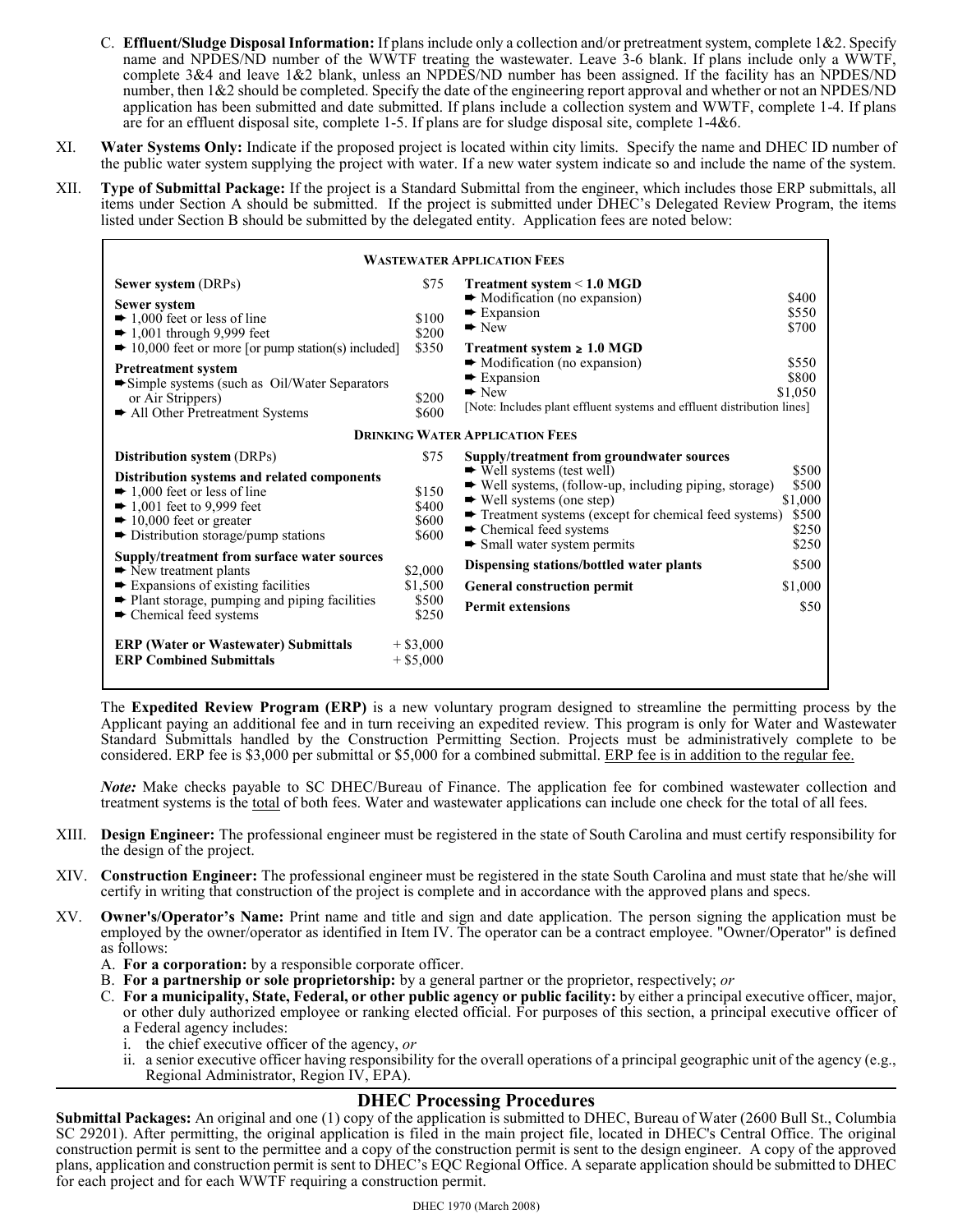C. **Effluent/Sludge Disposal Information:** If plans include only a collection and/or pretreatment system, complete 1&2. Specify name and NPDES/ND number of the WWTF treating the wastewater. Leave 3-6 blank. If plans include only a WWTF, complete 3&4 and leave 1&2 blank, unless an NPDES/ND number has been assigned. If the facility has an NPDES/ND number, then 1&2 should be completed. Specify the date of the engineering report approval and whether or not an NPDES/ND application has been submitted and date submitted. If plans include a collection system and WWTF, complete 1-4. If plans are for an effluent disposal site, complete 1-5. If plans are for sludge disposal site, complete 1-4&6.

XI. **Water Systems Only:** Indicate if the proposed project is located within city limits. Specify the name and DHEC ID number of the public water system supplying the project with water. If a new water system indicate so and include the name of the system.

XII. **Type of Submittal Package:** If the project is a Standard Submittal from the engineer, which includes those ERP submittals, all items under Section A should be submitted. If the project is submitted under DHEC's Delegated Review Program, the items listed under Section B should be submitted by the delegated entity. Application fees are noted below:

**WASTEWATER APPLICATION FEES**

| | | | |
|---|---|---|---|
| **Sewer system** (DRPs) | $75 | **Treatment system < 1.0 MGD** | |
| **Sewer system** | | ➡ Modification (no expansion) | $400 |
| ➡ 1,000 feet or less of line | $100 | ➡ Expansion | $550 |
| ➡ 1,001 through 9,999 feet | $200 | ➡ New | $700 |
| ➡ 10,000 feet or more [or pump station(s) included] | $350 | **Treatment system ≥ 1.0 MGD** | |
| **Pretreatment system** | | ➡ Modification (no expansion) | $550 |
| ➡ Simple systems (such as Oil/Water Separators or Air Strippers) | $200 | ➡ Expansion | $800 |
| ➡ All Other Pretreatment Systems | $600 | ➡ New | $1,050 |
| | | [Note: Includes plant effluent systems and effluent distribution lines] | |

**DRINKING WATER APPLICATION FEES**

| | | | |
|---|---|---|---|
| **Distribution system** (DRPs) | $75 | **Supply/treatment from groundwater sources** | |
| **Distribution systems and related components** | | ➡ Well systems (test well) | $500 |
| ➡ 1,000 feet or less of line | $150 | ➡ Well systems, (follow-up, including piping, storage) | $500 |
| ➡ 1,001 feet to 9,999 feet | $400 | ➡ Well systems (one step) | $1,000 |
| ➡ 10,000 feet or greater | $600 | ➡ Treatment systems (except for chemical feed systems) | $500 |
| ➡ Distribution storage/pump stations | $600 | ➡ Chemical feed systems | $250 |
| **Supply/treatment from surface water sources** | | ➡ Small water system permits | $250 |
| ➡ New treatment plants | $2,000 | **Dispensing stations/bottled water plants** | $500 |
| ➡ Expansions of existing facilities | $1,500 | **General construction permit** | $1,000 |
| ➡ Plant storage, pumping and piping facilities | $500 | **Permit extensions** | $50 |
| ➡ Chemical feed systems | $250 | | |
| **ERP (Water or Wastewater) Submittals** | + $3,000 | | |
| **ERP Combined Submittals** | + $5,000 | | |

The **Expedited Review Program (ERP)** is a new voluntary program designed to streamline the permitting process by the Applicant paying an additional fee and in turn receiving an expedited review. This program is only for Water and Wastewater Standard Submittals handled by the Construction Permitting Section. Projects must be administratively complete to be considered. ERP fee is $3,000 per submittal or $5,000 for a combined submittal. ERP fee is in addition to the regular fee.

***Note:*** Make checks payable to SC DHEC/Bureau of Finance. The application fee for combined wastewater collection and treatment systems is the total of both fees. Water and wastewater applications can include one check for the total of all fees.

XIII. **Design Engineer:** The professional engineer must be registered in the state of South Carolina and must certify responsibility for the design of the project.

XIV. **Construction Engineer:** The professional engineer must be registered in the state South Carolina and must state that he/she will certify in writing that construction of the project is complete and in accordance with the approved plans and specs.

XV. **Owner's/Operator's Name:** Print name and title and sign and date application. The person signing the application must be employed by the owner/operator as identified in Item IV. The operator can be a contract employee. "Owner/Operator" is defined as follows:

A. **For a corporation:** by a responsible corporate officer.
B. **For a partnership or sole proprietorship:** by a general partner or the proprietor, respectively; *or*
C. **For a municipality, State, Federal, or other public agency or public facility:** by either a principal executive officer, major, or other duly authorized employee or ranking elected official. For purposes of this section, a principal executive officer of a Federal agency includes:
   i. the chief executive officer of the agency, *or*
   ii. a senior executive officer having responsibility for the overall operations of a principal geographic unit of the agency (e.g., Regional Administrator, Region IV, EPA).

## DHEC Processing Procedures

**Submittal Packages:** An original and one (1) copy of the application is submitted to DHEC, Bureau of Water (2600 Bull St., Columbia SC 29201). After permitting, the original application is filed in the main project file, located in DHEC's Central Office. The original construction permit is sent to the permittee and a copy of the construction permit is sent to the design engineer. A copy of the approved plans, application and construction permit is sent to DHEC's EQC Regional Office. A separate application should be submitted to DHEC for each project and for each WWTF requiring a construction permit.

DHEC 1970 (March 2008)